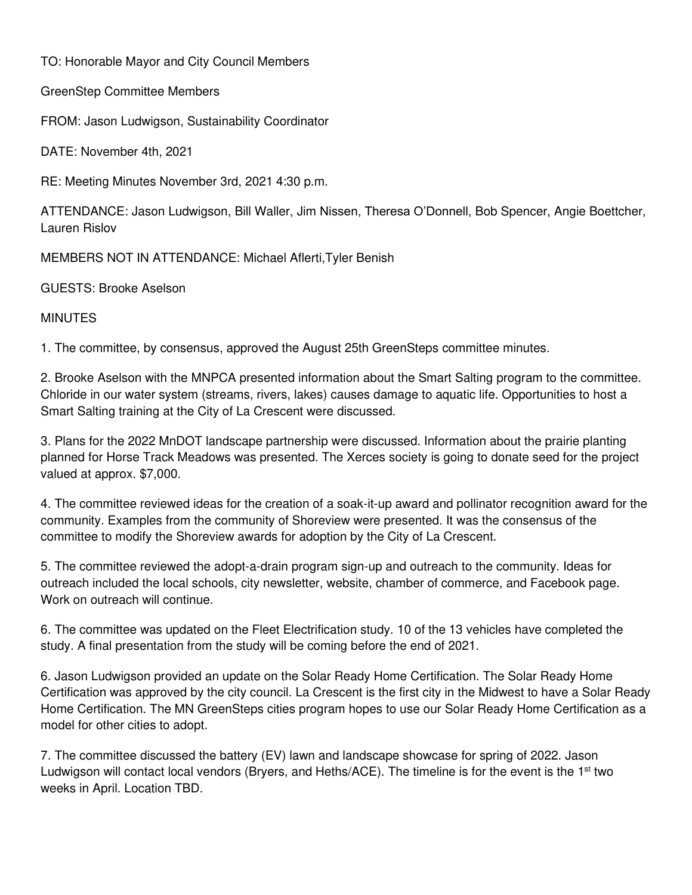TO: Honorable Mayor and City Council Members

GreenStep Committee Members

FROM: Jason Ludwigson, Sustainability Coordinator

DATE: November 4th, 2021

RE: Meeting Minutes November 3rd, 2021 4:30 p.m.

ATTENDANCE: Jason Ludwigson, Bill Waller, Jim Nissen, Theresa O'Donnell, Bob Spencer, Angie Boettcher, Lauren Rislov

MEMBERS NOT IN ATTENDANCE: Michael Aflerti,Tyler Benish

GUESTS: Brooke Aselson

MINUTES

1. The committee, by consensus, approved the August 25th GreenSteps committee minutes.

2. Brooke Aselson with the MNPCA presented information about the Smart Salting program to the committee. Chloride in our water system (streams, rivers, lakes) causes damage to aquatic life. Opportunities to host a Smart Salting training at the City of La Crescent were discussed.

3. Plans for the 2022 MnDOT landscape partnership were discussed. Information about the prairie planting planned for Horse Track Meadows was presented. The Xerces society is going to donate seed for the project valued at approx. $7,000.

4. The committee reviewed ideas for the creation of a soak-it-up award and pollinator recognition award for the community. Examples from the community of Shoreview were presented. It was the consensus of the committee to modify the Shoreview awards for adoption by the City of La Crescent.

5. The committee reviewed the adopt-a-drain program sign-up and outreach to the community. Ideas for outreach included the local schools, city newsletter, website, chamber of commerce, and Facebook page. Work on outreach will continue.

6. The committee was updated on the Fleet Electrification study. 10 of the 13 vehicles have completed the study. A final presentation from the study will be coming before the end of 2021.

6. Jason Ludwigson provided an update on the Solar Ready Home Certification. The Solar Ready Home Certification was approved by the city council. La Crescent is the first city in the Midwest to have a Solar Ready Home Certification. The MN GreenSteps cities program hopes to use our Solar Ready Home Certification as a model for other cities to adopt.

7. The committee discussed the battery (EV) lawn and landscape showcase for spring of 2022. Jason Ludwigson will contact local vendors (Bryers, and Heths/ACE). The timeline is for the event is the 1st two weeks in April. Location TBD.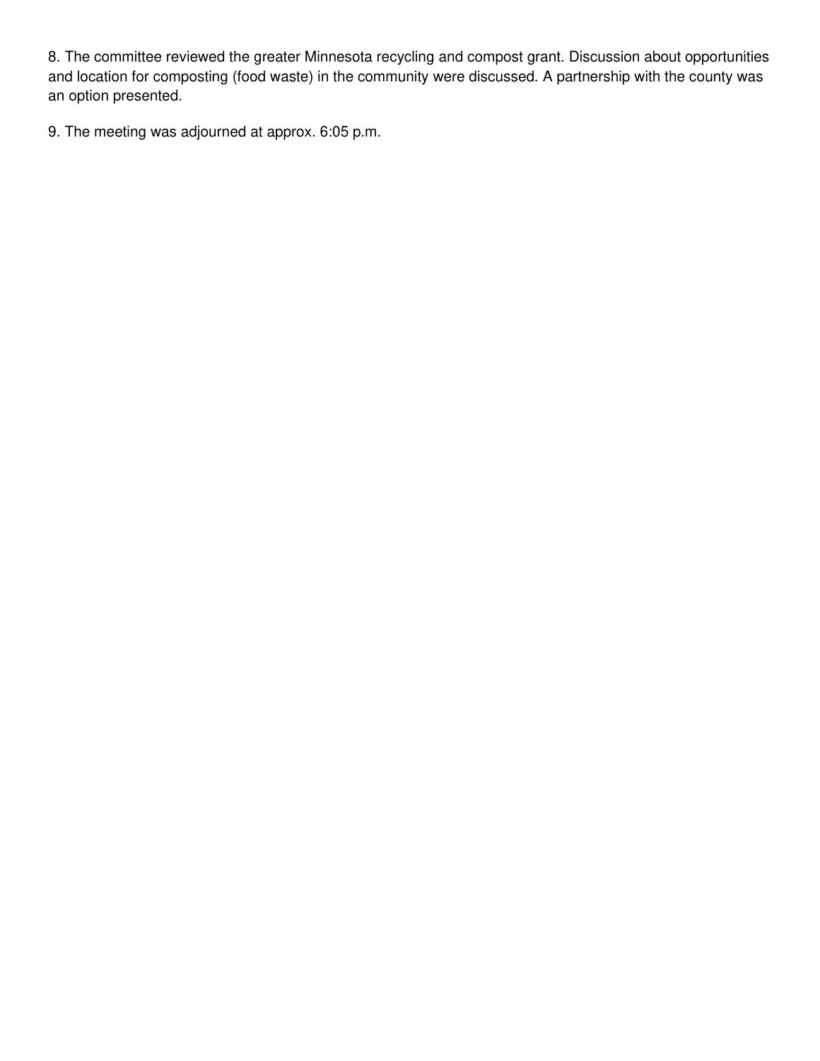8. The committee reviewed the greater Minnesota recycling and compost grant. Discussion about opportunities and location for composting (food waste) in the community were discussed. A partnership with the county was an option presented.

9. The meeting was adjourned at approx. 6:05 p.m.